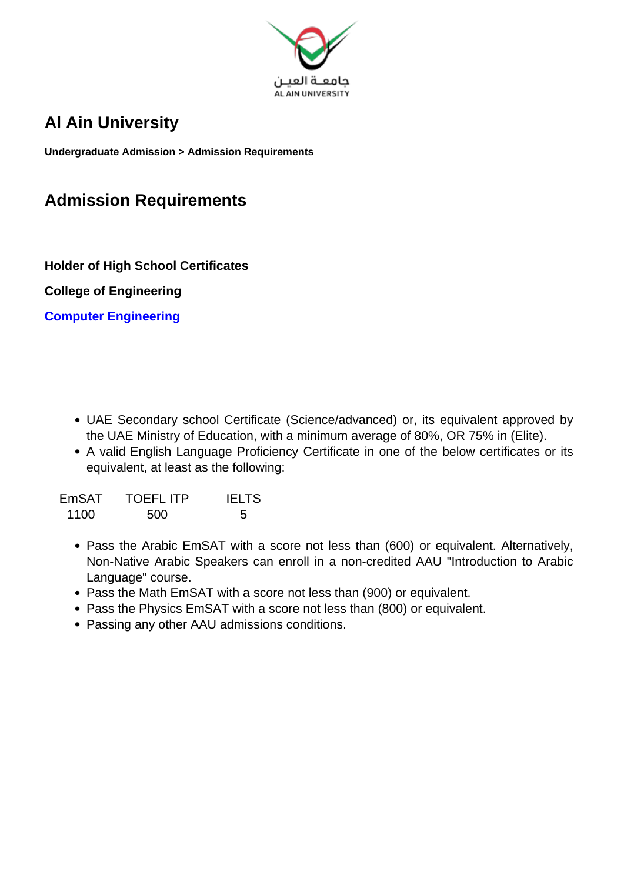# Al Ain University

**Undergraduate Admission > Admission Requirements**

## Admission Requirements

**Holder of High School Certificates**

**College of Engineering**

**Computer Engineering**

- UAE Secondary school Certificate (Science/advanced) or, its equivalent approved by the UAE Ministry of Education, with a minimum average of 80%, OR 75% in (Elite).
- A valid English Language Proficiency Certificate in one of the below certificates or its equivalent, at least as the following:

| EmSAT | TOEFL ITP | IELTS |
|---|---|---|
| 1100 | 500 | 5 |

- Pass the Arabic EmSAT with a score not less than (600) or equivalent. Alternatively, Non-Native Arabic Speakers can enroll in a non-credited AAU "Introduction to Arabic Language" course.
- Pass the Math EmSAT with a score not less than (900) or equivalent.
- Pass the Physics EmSAT with a score not less than (800) or equivalent.
- Passing any other AAU admissions conditions.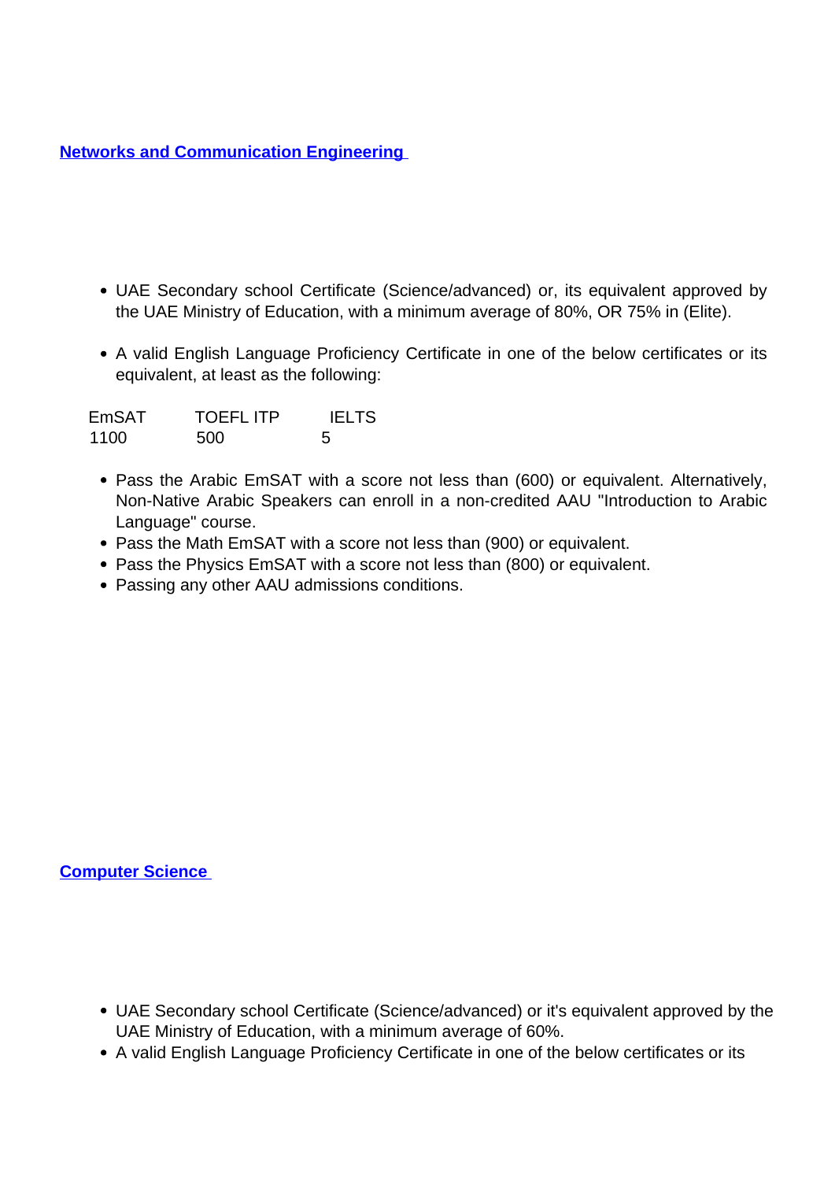[**Networks and Communication Engineering**]()

- UAE Secondary school Certificate (Science/advanced) or, its equivalent approved by the UAE Ministry of Education, with a minimum average of 80%, OR 75% in (Elite).

- A valid English Language Proficiency Certificate in one of the below certificates or its equivalent, at least as the following:

| EmSAT | TOEFL ITP | IELTS |
| --- | --- | --- |
| 1100 | 500 | 5 |

- Pass the Arabic EmSAT with a score not less than (600) or equivalent. Alternatively, Non-Native Arabic Speakers can enroll in a non-credited AAU "Introduction to Arabic Language" course.
- Pass the Math EmSAT with a score not less than (900) or equivalent.
- Pass the Physics EmSAT with a score not less than (800) or equivalent.
- Passing any other AAU admissions conditions.

[**Computer Science**]()

- UAE Secondary school Certificate (Science/advanced) or it's equivalent approved by the UAE Ministry of Education, with a minimum average of 60%.
- A valid English Language Proficiency Certificate in one of the below certificates or its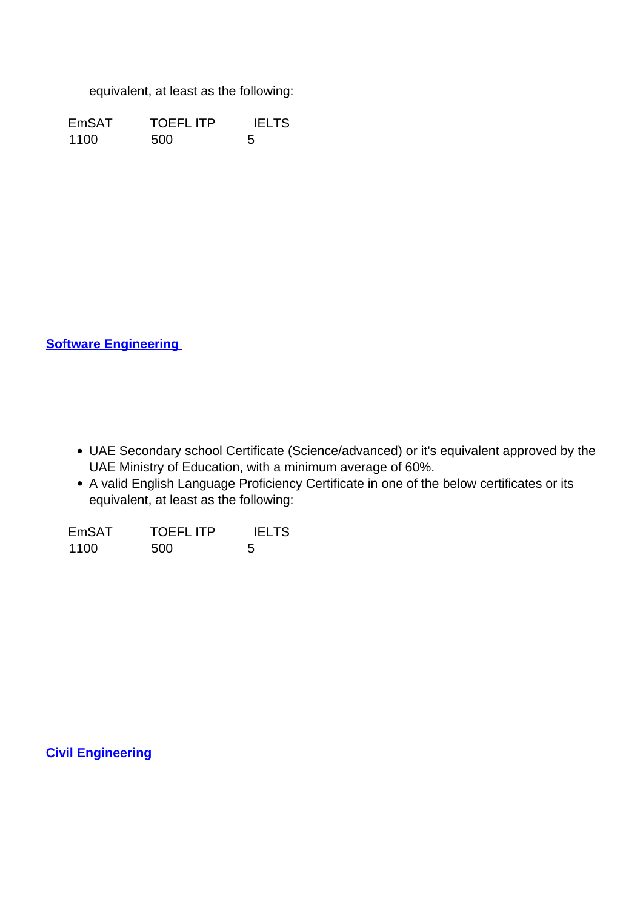equivalent, at least as the following:

| EmSAT | TOEFL ITP | IELTS |
| --- | --- | --- |
| 1100 | 500 | 5 |

## [Software Engineering]

- UAE Secondary school Certificate (Science/advanced) or it's equivalent approved by the UAE Ministry of Education, with a minimum average of 60%.
- A valid English Language Proficiency Certificate in one of the below certificates or its equivalent, at least as the following:

| EmSAT | TOEFL ITP | IELTS |
| --- | --- | --- |
| 1100 | 500 | 5 |

## [Civil Engineering]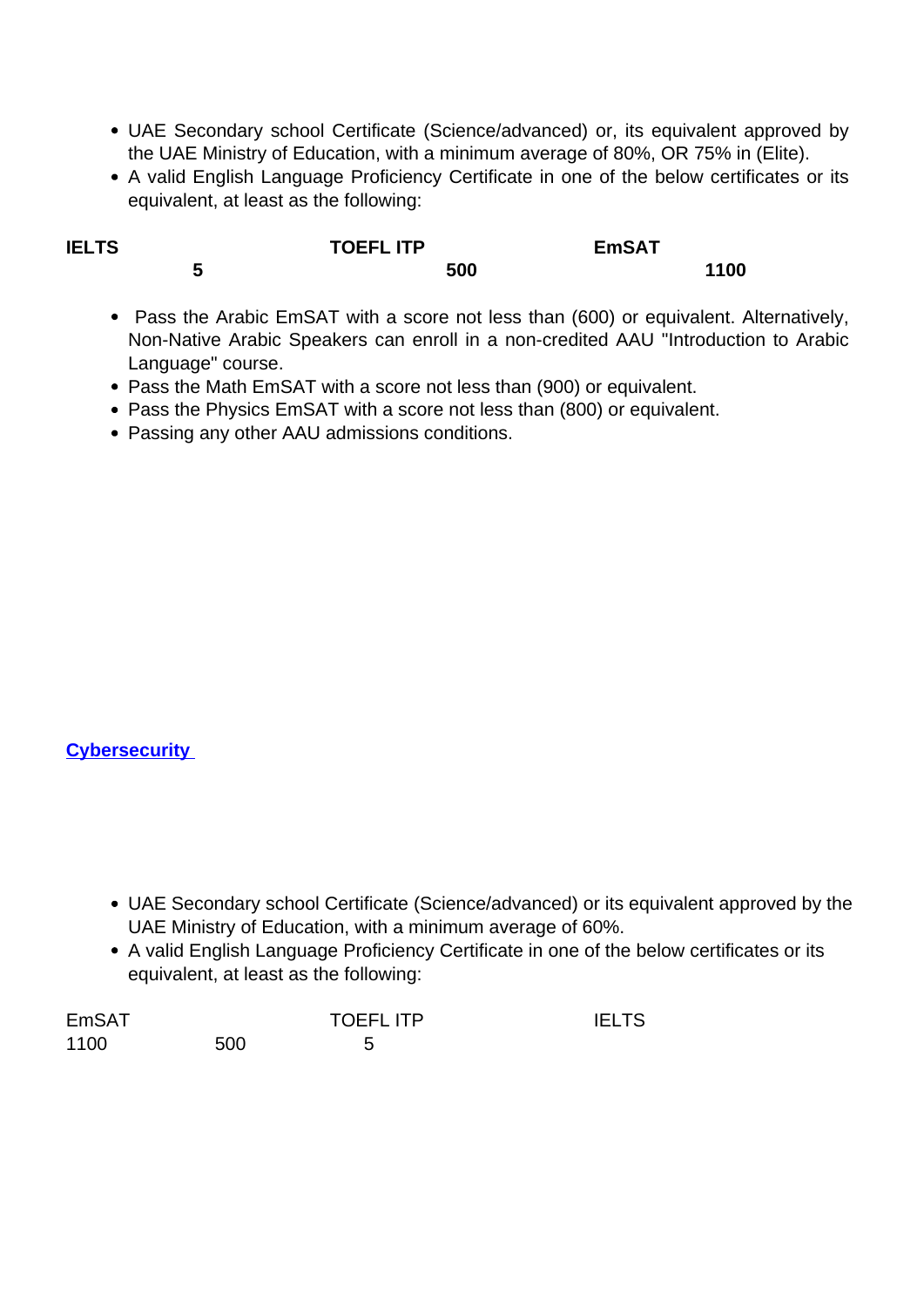- UAE Secondary school Certificate (Science/advanced) or, its equivalent approved by the UAE Ministry of Education, with a minimum average of 80%, OR 75% in (Elite).
- A valid English Language Proficiency Certificate in one of the below certificates or its equivalent, at least as the following:

| IELTS | TOEFL ITP | EmSAT |
| --- | --- | --- |
| 5 | 500 | 1100 |

- Pass the Arabic EmSAT with a score not less than (600) or equivalent. Alternatively, Non-Native Arabic Speakers can enroll in a non-credited AAU "Introduction to Arabic Language" course.
- Pass the Math EmSAT with a score not less than (900) or equivalent.
- Pass the Physics EmSAT with a score not less than (800) or equivalent.
- Passing any other AAU admissions conditions.

**Cybersecurity**

- UAE Secondary school Certificate (Science/advanced) or its equivalent approved by the UAE Ministry of Education, with a minimum average of 60%.
- A valid English Language Proficiency Certificate in one of the below certificates or its equivalent, at least as the following:

| EmSAT | TOEFL ITP | IELTS |
| --- | --- | --- |
| 1100 | 500 | 5 |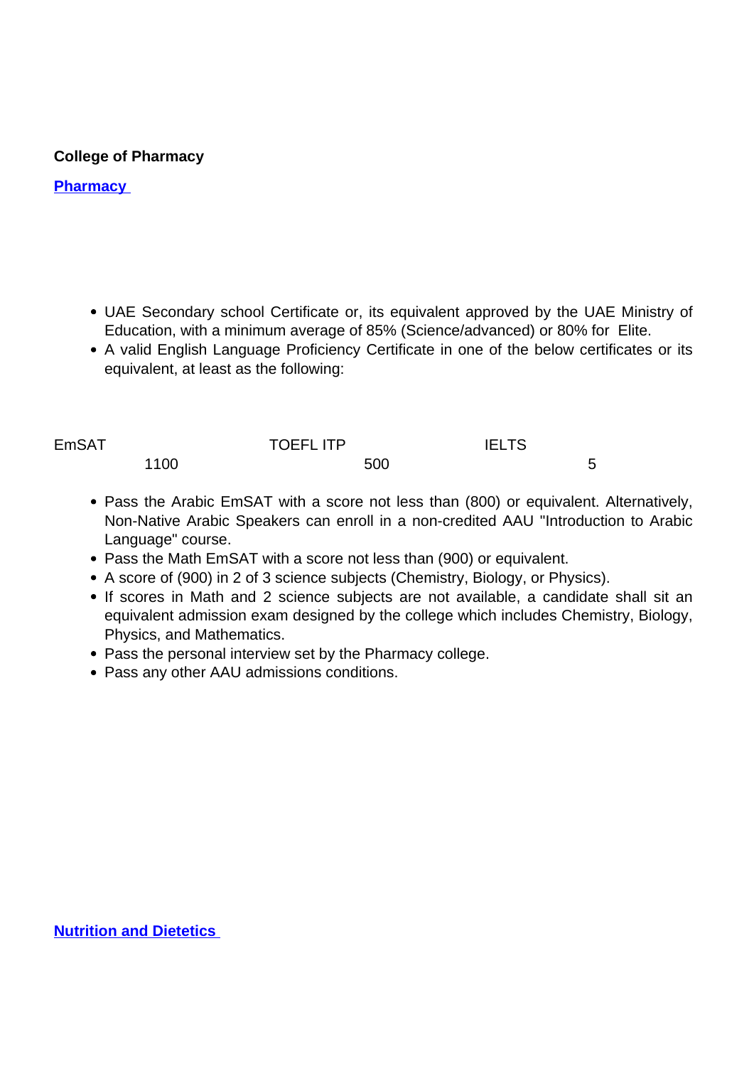**College of Pharmacy**

**Pharmacy**

- UAE Secondary school Certificate or, its equivalent approved by the UAE Ministry of Education, with a minimum average of 85% (Science/advanced) or 80% for Elite.
- A valid English Language Proficiency Certificate in one of the below certificates or its equivalent, at least as the following:

| EmSAT | TOEFL ITP | IELTS |
|---|---|---|
| 1100 | 500 | 5 |

- Pass the Arabic EmSAT with a score not less than (800) or equivalent. Alternatively, Non-Native Arabic Speakers can enroll in a non-credited AAU "Introduction to Arabic Language" course.
- Pass the Math EmSAT with a score not less than (900) or equivalent.
- A score of (900) in 2 of 3 science subjects (Chemistry, Biology, or Physics).
- If scores in Math and 2 science subjects are not available, a candidate shall sit an equivalent admission exam designed by the college which includes Chemistry, Biology, Physics, and Mathematics.
- Pass the personal interview set by the Pharmacy college.
- Pass any other AAU admissions conditions.

**Nutrition and Dietetics**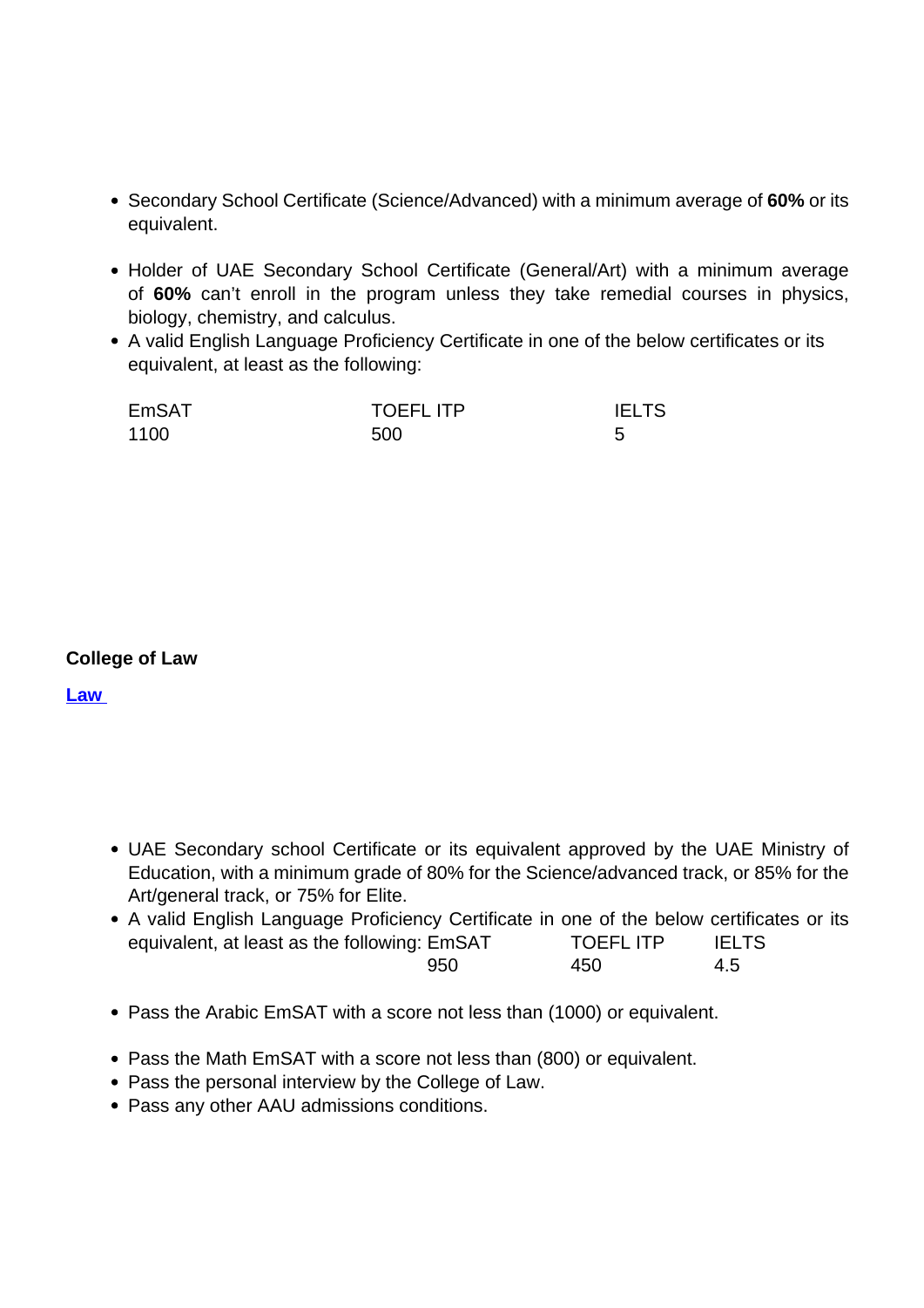- Secondary School Certificate (Science/Advanced) with a minimum average of **60%** or its equivalent.

- Holder of UAE Secondary School Certificate (General/Art) with a minimum average of **60%** can't enroll in the program unless they take remedial courses in physics, biology, chemistry, and calculus.
- A valid English Language Proficiency Certificate in one of the below certificates or its equivalent, at least as the following:

| EmSAT | TOEFL ITP | IELTS |
| --- | --- | --- |
| 1100 | 500 | 5 |

**College of Law**

**Law**

- UAE Secondary school Certificate or its equivalent approved by the UAE Ministry of Education, with a minimum grade of 80% for the Science/advanced track, or 85% for the Art/general track, or 75% for Elite.
- A valid English Language Proficiency Certificate in one of the below certificates or its equivalent, at least as the following:

| EmSAT | TOEFL ITP | IELTS |
| --- | --- | --- |
| 950 | 450 | 4.5 |

- Pass the Arabic EmSAT with a score not less than (1000) or equivalent.

- Pass the Math EmSAT with a score not less than (800) or equivalent.
- Pass the personal interview by the College of Law.
- Pass any other AAU admissions conditions.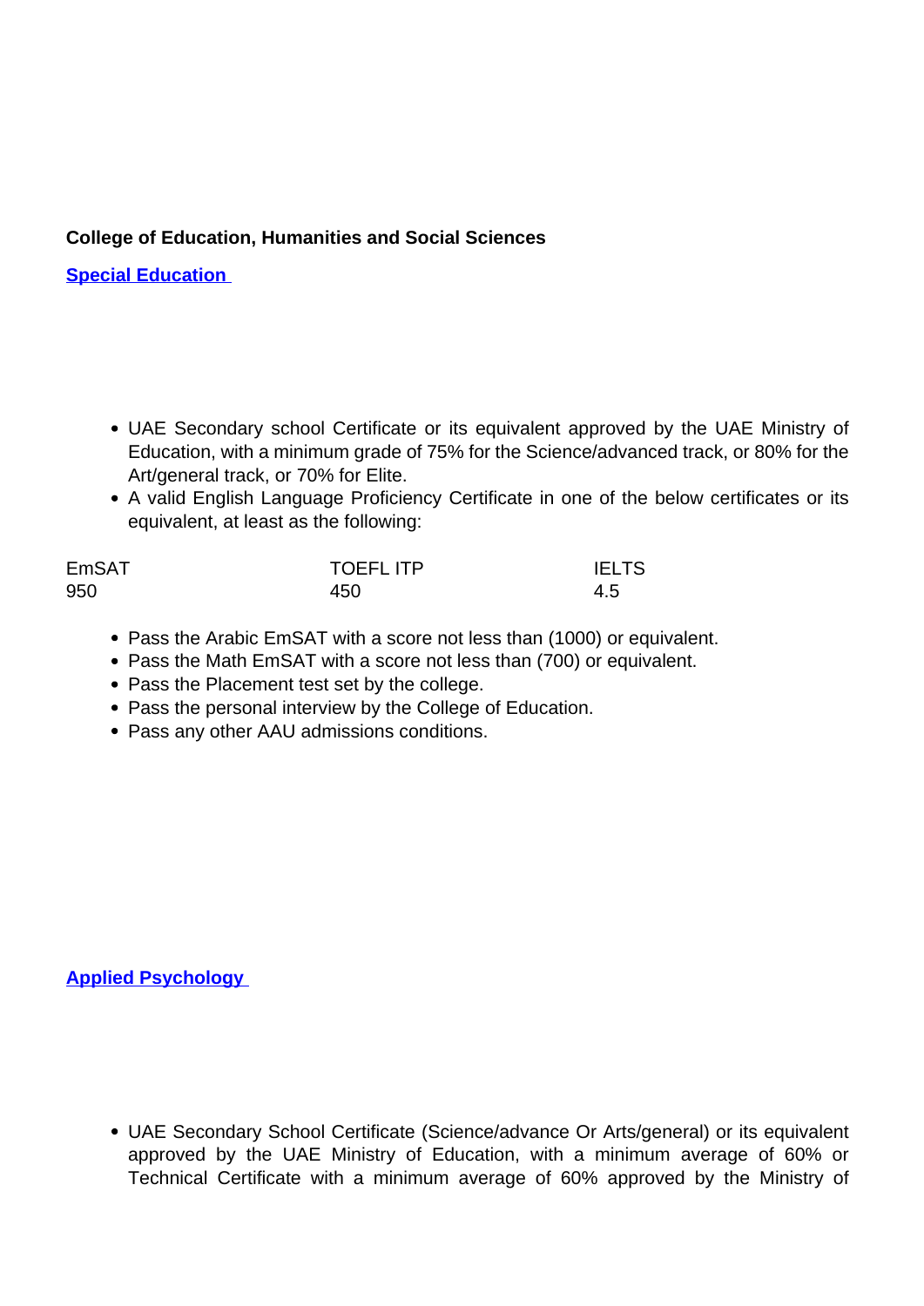**College of Education, Humanities and Social Sciences**

**Special Education**

- UAE Secondary school Certificate or its equivalent approved by the UAE Ministry of Education, with a minimum grade of 75% for the Science/advanced track, or 80% for the Art/general track, or 70% for Elite.
- A valid English Language Proficiency Certificate in one of the below certificates or its equivalent, at least as the following:

| EmSAT | TOEFL ITP | IELTS |
| --- | --- | --- |
| 950 | 450 | 4.5 |

- Pass the Arabic EmSAT with a score not less than (1000) or equivalent.
- Pass the Math EmSAT with a score not less than (700) or equivalent.
- Pass the Placement test set by the college.
- Pass the personal interview by the College of Education.
- Pass any other AAU admissions conditions.

**Applied Psychology**

- UAE Secondary School Certificate (Science/advance Or Arts/general) or its equivalent approved by the UAE Ministry of Education, with a minimum average of 60% or Technical Certificate with a minimum average of 60% approved by the Ministry of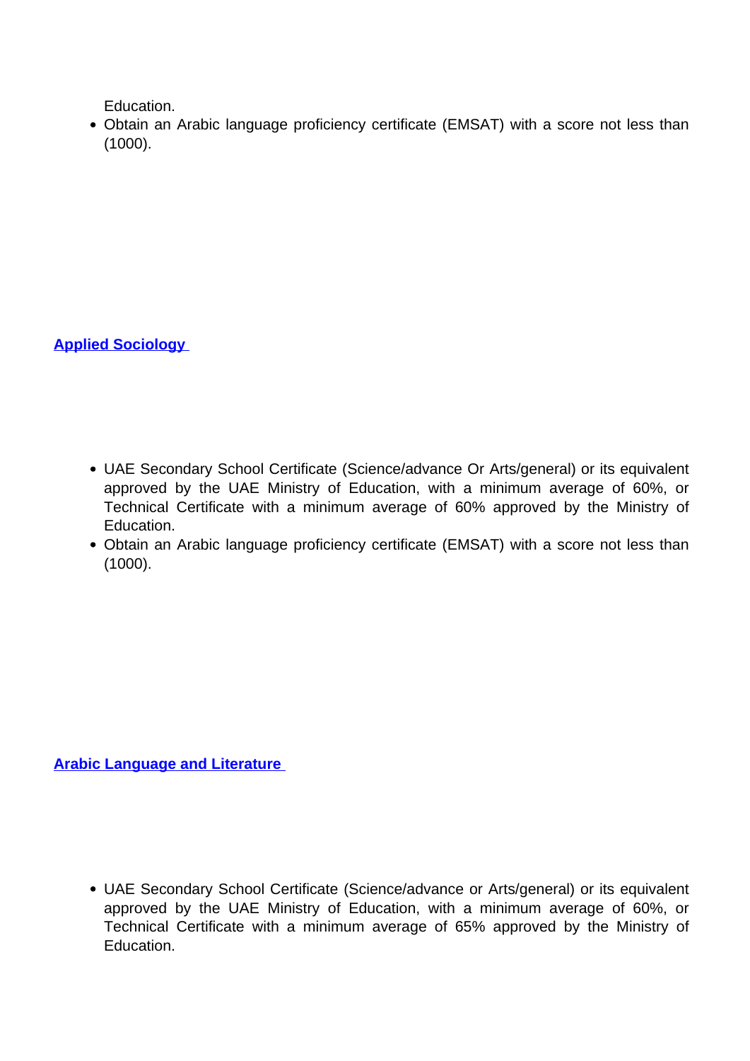Education.

- Obtain an Arabic language proficiency certificate (EMSAT) with a score not less than (1000).

### [Applied Sociology]

- UAE Secondary School Certificate (Science/advance Or Arts/general) or its equivalent approved by the UAE Ministry of Education, with a minimum average of 60%, or Technical Certificate with a minimum average of 60% approved by the Ministry of Education.
- Obtain an Arabic language proficiency certificate (EMSAT) with a score not less than (1000).

### [Arabic Language and Literature]

- UAE Secondary School Certificate (Science/advance or Arts/general) or its equivalent approved by the UAE Ministry of Education, with a minimum average of 60%, or Technical Certificate with a minimum average of 65% approved by the Ministry of Education.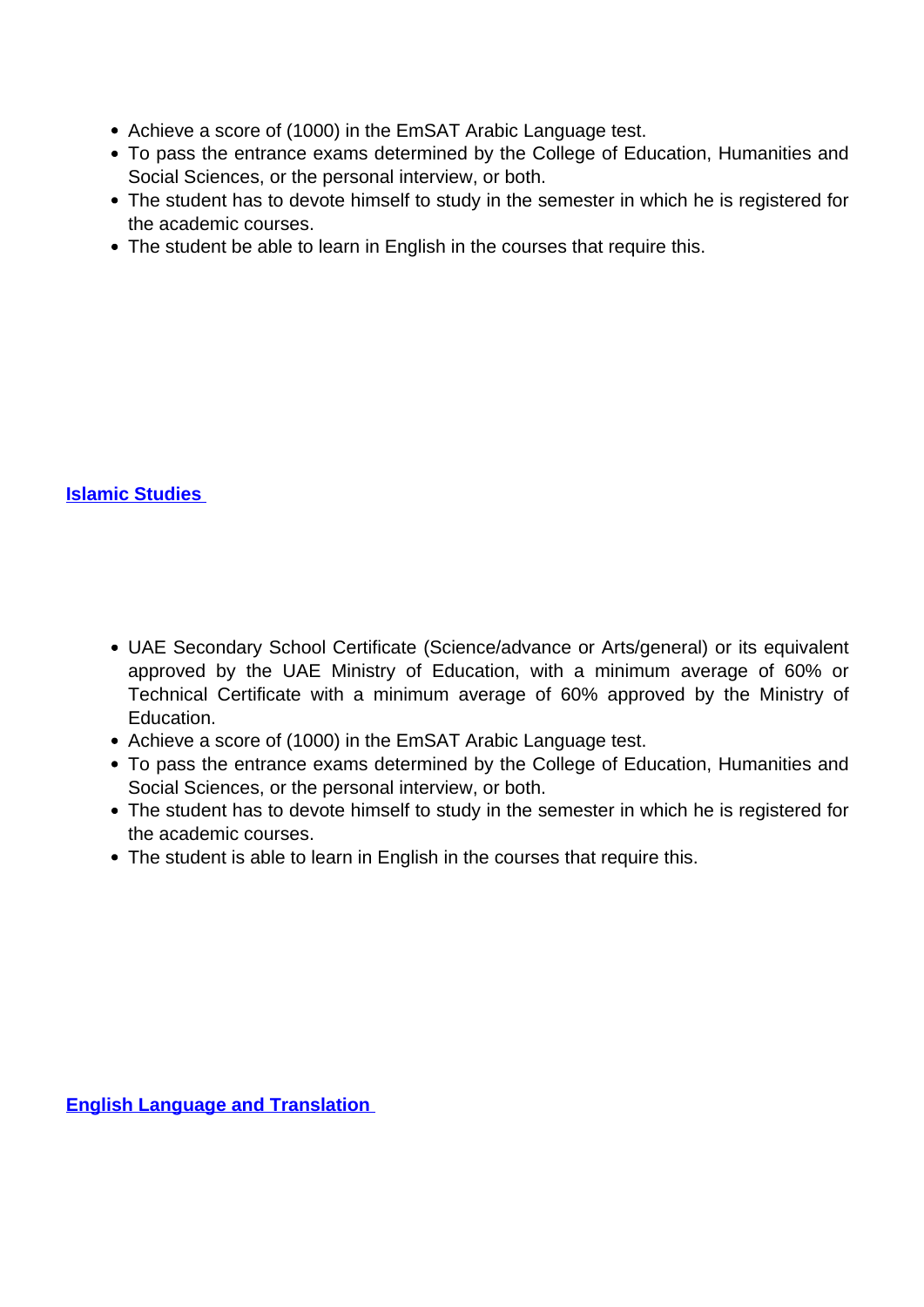- Achieve a score of (1000) in the EmSAT Arabic Language test.
- To pass the entrance exams determined by the College of Education, Humanities and Social Sciences, or the personal interview, or both.
- The student has to devote himself to study in the semester in which he is registered for the academic courses.
- The student be able to learn in English in the courses that require this.

## Islamic Studies

- UAE Secondary School Certificate (Science/advance or Arts/general) or its equivalent approved by the UAE Ministry of Education, with a minimum average of 60% or Technical Certificate with a minimum average of 60% approved by the Ministry of Education.
- Achieve a score of (1000) in the EmSAT Arabic Language test.
- To pass the entrance exams determined by the College of Education, Humanities and Social Sciences, or the personal interview, or both.
- The student has to devote himself to study in the semester in which he is registered for the academic courses.
- The student is able to learn in English in the courses that require this.

## English Language and Translation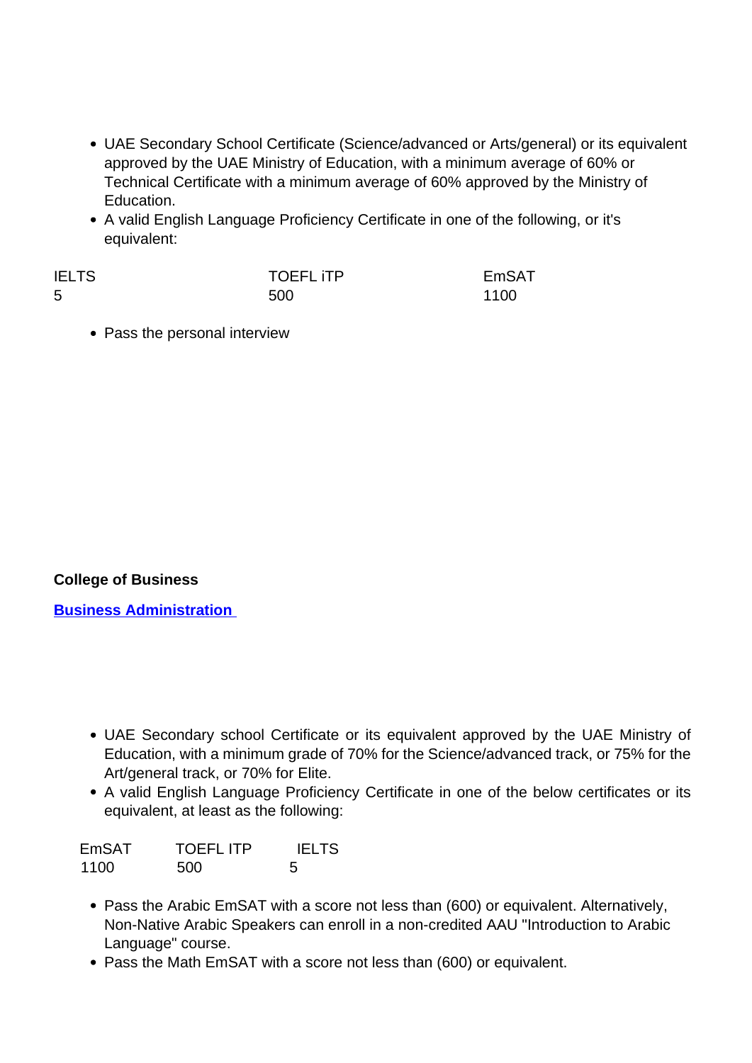- UAE Secondary School Certificate (Science/advanced or Arts/general) or its equivalent approved by the UAE Ministry of Education, with a minimum average of 60% or Technical Certificate with a minimum average of 60% approved by the Ministry of Education.
- A valid English Language Proficiency Certificate in one of the following, or it's equivalent:

| IELTS | TOEFL iTP | EmSAT |
| --- | --- | --- |
| 5 | 500 | 1100 |

- Pass the personal interview

**College of Business**

**Business Administration**

- UAE Secondary school Certificate or its equivalent approved by the UAE Ministry of Education, with a minimum grade of 70% for the Science/advanced track, or 75% for the Art/general track, or 70% for Elite.
- A valid English Language Proficiency Certificate in one of the below certificates or its equivalent, at least as the following:

| EmSAT | TOEFL ITP | IELTS |
| --- | --- | --- |
| 1100 | 500 | 5 |

- Pass the Arabic EmSAT with a score not less than (600) or equivalent. Alternatively, Non-Native Arabic Speakers can enroll in a non-credited AAU "Introduction to Arabic Language" course.
- Pass the Math EmSAT with a score not less than (600) or equivalent.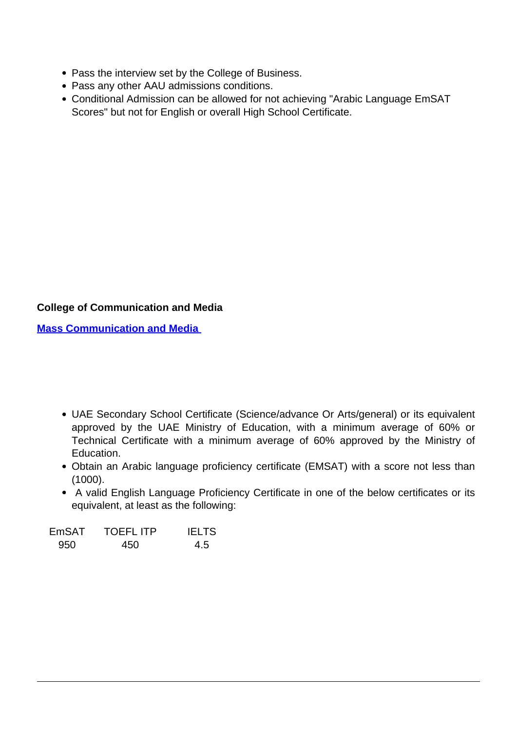- Pass the interview set by the College of Business.
- Pass any other AAU admissions conditions.
- Conditional Admission can be allowed for not achieving "Arabic Language EmSAT Scores" but not for English or overall High School Certificate.

**College of Communication and Media**

**Mass Communication and Media**

- UAE Secondary School Certificate (Science/advance Or Arts/general) or its equivalent approved by the UAE Ministry of Education, with a minimum average of 60% or Technical Certificate with a minimum average of 60% approved by the Ministry of Education.
- Obtain an Arabic language proficiency certificate (EMSAT) with a score not less than (1000).
- A valid English Language Proficiency Certificate in one of the below certificates or its equivalent, at least as the following:

| EmSAT | TOEFL ITP | IELTS |
| --- | --- | --- |
| 950 | 450 | 4.5 |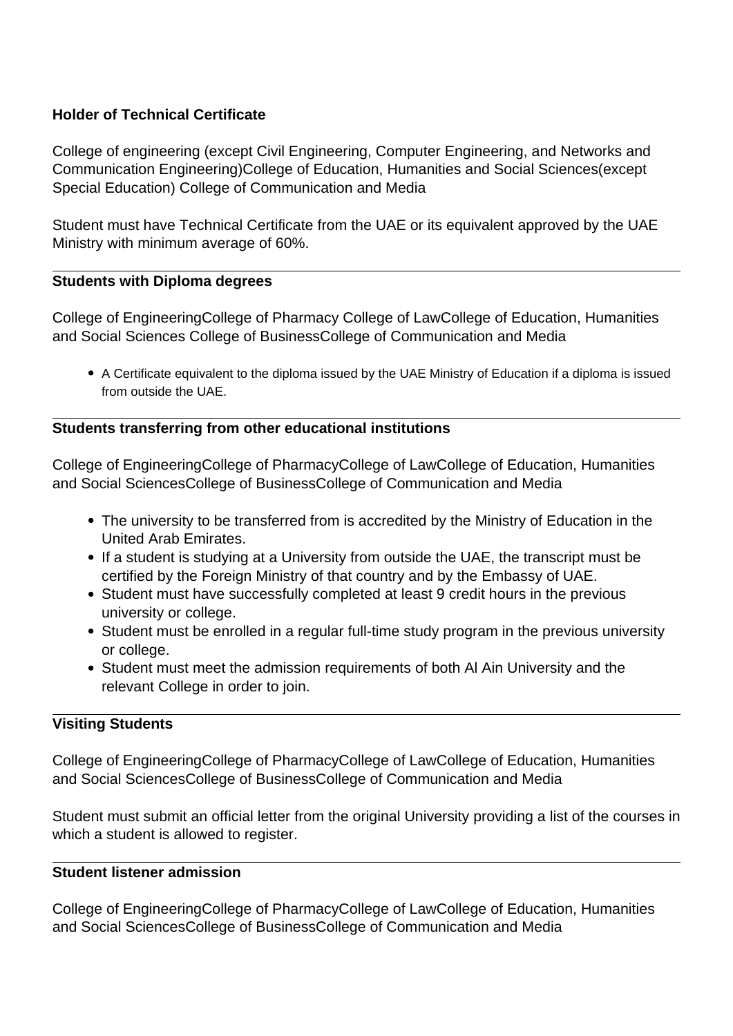**Holder of Technical Certificate**

College of engineering (except Civil Engineering, Computer Engineering, and Networks and Communication Engineering)College of Education, Humanities and Social Sciences(except Special Education) College of Communication and Media

Student must have Technical Certificate from the UAE or its equivalent approved by the UAE Ministry with minimum average of 60%.

---

**Students with Diploma degrees**

College of EngineeringCollege of Pharmacy College of LawCollege of Education, Humanities and Social Sciences College of BusinessCollege of Communication and Media

- A Certificate equivalent to the diploma issued by the UAE Ministry of Education if a diploma is issued from outside the UAE.

---

**Students transferring from other educational institutions**

College of EngineeringCollege of PharmacyCollege of LawCollege of Education, Humanities and Social SciencesCollege of BusinessCollege of Communication and Media

- The university to be transferred from is accredited by the Ministry of Education in the United Arab Emirates.
- If a student is studying at a University from outside the UAE, the transcript must be certified by the Foreign Ministry of that country and by the Embassy of UAE.
- Student must have successfully completed at least 9 credit hours in the previous university or college.
- Student must be enrolled in a regular full-time study program in the previous university or college.
- Student must meet the admission requirements of both Al Ain University and the relevant College in order to join.

---

**Visiting Students**

College of EngineeringCollege of PharmacyCollege of LawCollege of Education, Humanities and Social SciencesCollege of BusinessCollege of Communication and Media

Student must submit an official letter from the original University providing a list of the courses in which a student is allowed to register.

---

**Student listener admission**

College of EngineeringCollege of PharmacyCollege of LawCollege of Education, Humanities and Social SciencesCollege of BusinessCollege of Communication and Media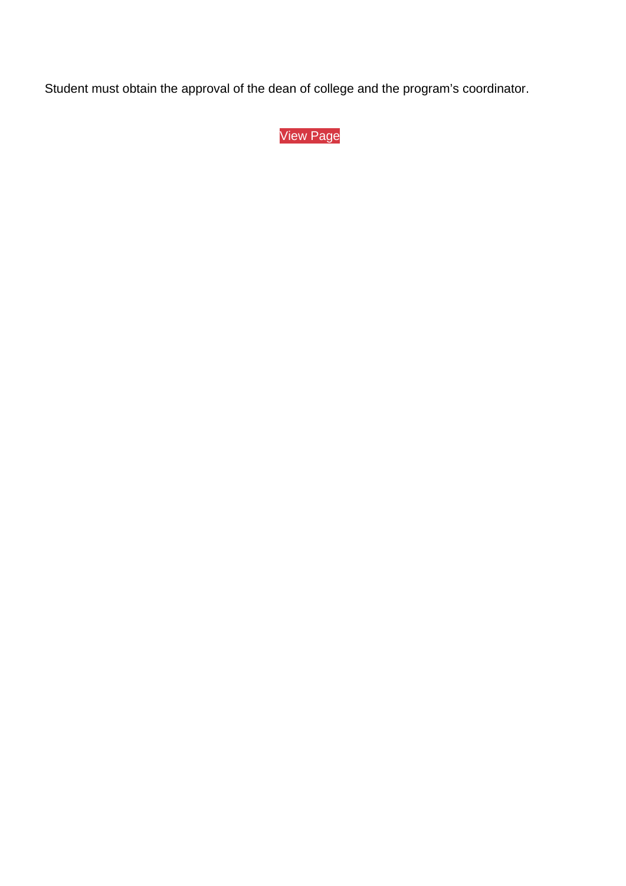Student must obtain the approval of the dean of college and the program’s coordinator.

View Page